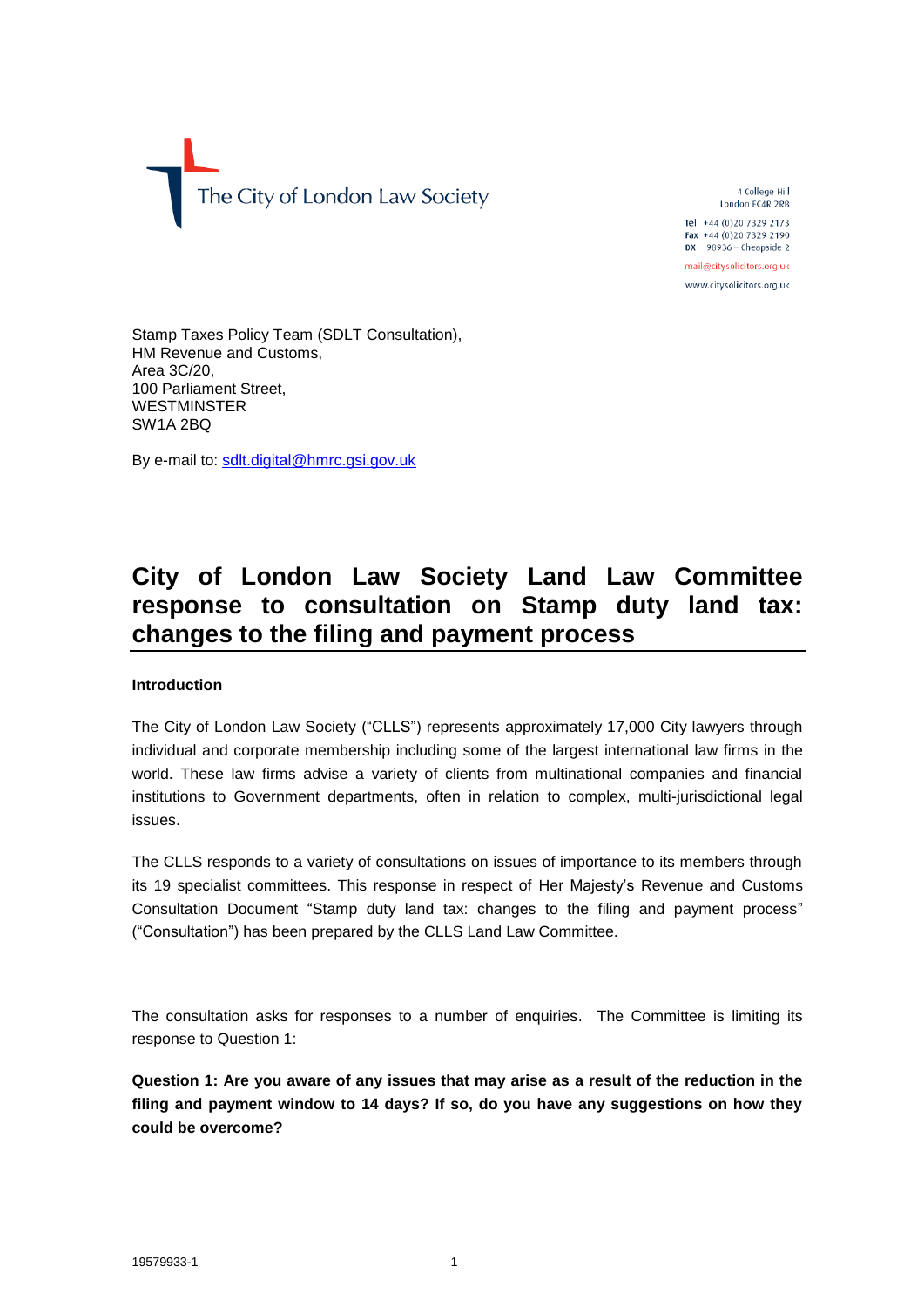The City of London Law Society

4 College Hill
London EC4R 2RB

**Tel** +44 (0)20 7329 2173
**Fax** +44 (0)20 7329 2190
**DX** 98936 – Cheapside 2

mail@citysolicitors.org.uk

www.citysolicitors.org.uk

Stamp Taxes Policy Team (SDLT Consultation),
HM Revenue and Customs,
Area 3C/20,
100 Parliament Street,
WESTMINSTER
SW1A 2BQ

By e-mail to: sdlt.digital@hmrc.gsi.gov.uk

# City of London Law Society Land Law Committee response to consultation on Stamp duty land tax: changes to the filing and payment process

**Introduction**

The City of London Law Society ("CLLS") represents approximately 17,000 City lawyers through individual and corporate membership including some of the largest international law firms in the world. These law firms advise a variety of clients from multinational companies and financial institutions to Government departments, often in relation to complex, multi-jurisdictional legal issues.

The CLLS responds to a variety of consultations on issues of importance to its members through its 19 specialist committees. This response in respect of Her Majesty's Revenue and Customs Consultation Document "Stamp duty land tax: changes to the filing and payment process" ("Consultation") has been prepared by the CLLS Land Law Committee.

The consultation asks for responses to a number of enquiries. The Committee is limiting its response to Question 1:

**Question 1: Are you aware of any issues that may arise as a result of the reduction in the filing and payment window to 14 days? If so, do you have any suggestions on how they could be overcome?**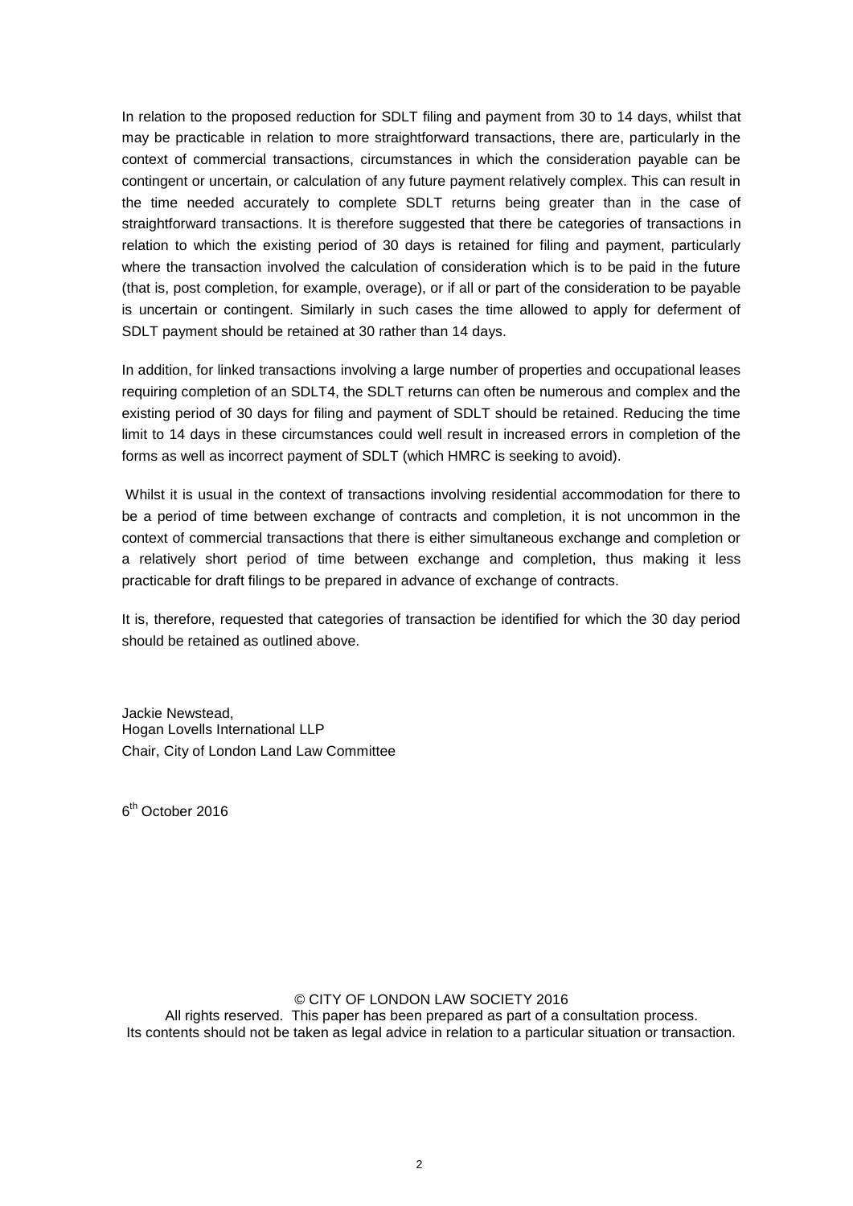In relation to the proposed reduction for SDLT filing and payment from 30 to 14 days, whilst that may be practicable in relation to more straightforward transactions, there are, particularly in the context of commercial transactions, circumstances in which the consideration payable can be contingent or uncertain, or calculation of any future payment relatively complex. This can result in the time needed accurately to complete SDLT returns being greater than in the case of straightforward transactions. It is therefore suggested that there be categories of transactions in relation to which the existing period of 30 days is retained for filing and payment, particularly where the transaction involved the calculation of consideration which is to be paid in the future (that is, post completion, for example, overage), or if all or part of the consideration to be payable is uncertain or contingent. Similarly in such cases the time allowed to apply for deferment of SDLT payment should be retained at 30 rather than 14 days.

In addition, for linked transactions involving a large number of properties and occupational leases requiring completion of an SDLT4, the SDLT returns can often be numerous and complex and the existing period of 30 days for filing and payment of SDLT should be retained. Reducing the time limit to 14 days in these circumstances could well result in increased errors in completion of the forms as well as incorrect payment of SDLT (which HMRC is seeking to avoid).

Whilst it is usual in the context of transactions involving residential accommodation for there to be a period of time between exchange of contracts and completion, it is not uncommon in the context of commercial transactions that there is either simultaneous exchange and completion or a relatively short period of time between exchange and completion, thus making it less practicable for draft filings to be prepared in advance of exchange of contracts.

It is, therefore, requested that categories of transaction be identified for which the 30 day period should be retained as outlined above.

Jackie Newstead,
Hogan Lovells International LLP
Chair, City of London Land Law Committee

6th October 2016

© CITY OF LONDON LAW SOCIETY 2016
All rights reserved. This paper has been prepared as part of a consultation process.
Its contents should not be taken as legal advice in relation to a particular situation or transaction.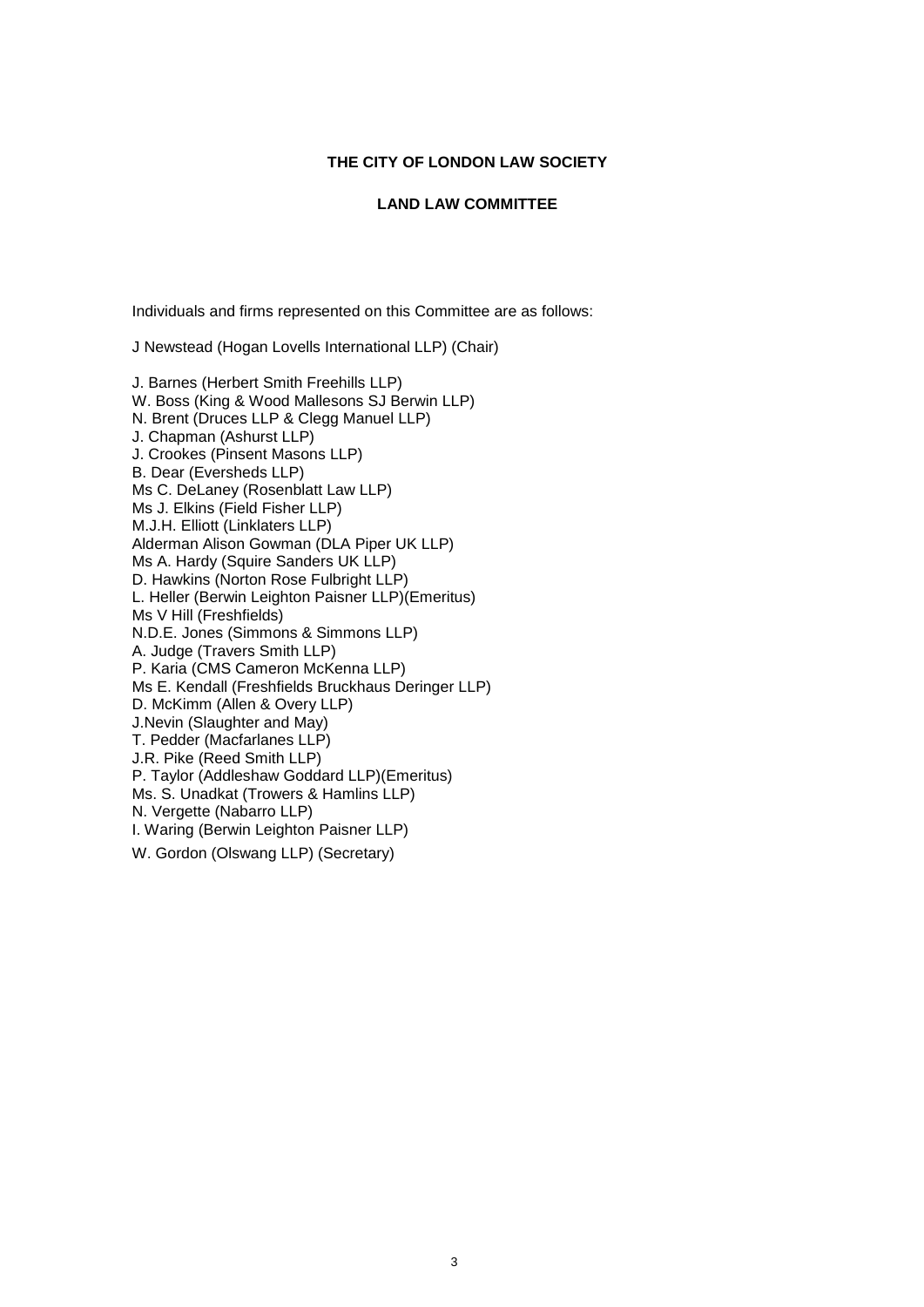**THE CITY OF LONDON LAW SOCIETY**

**LAND LAW COMMITTEE**

Individuals and firms represented on this Committee are as follows:

J Newstead (Hogan Lovells International LLP) (Chair)

J. Barnes (Herbert Smith Freehills LLP)
W. Boss (King & Wood Mallesons SJ Berwin LLP)
N. Brent (Druces LLP & Clegg Manuel LLP)
J. Chapman (Ashurst LLP)
J. Crookes (Pinsent Masons LLP)
B. Dear (Eversheds LLP)
Ms C. DeLaney (Rosenblatt Law LLP)
Ms J. Elkins (Field Fisher LLP)
M.J.H. Elliott (Linklaters LLP)
Alderman Alison Gowman (DLA Piper UK LLP)
Ms A. Hardy (Squire Sanders UK LLP)
D. Hawkins (Norton Rose Fulbright LLP)
L. Heller (Berwin Leighton Paisner LLP)(Emeritus)
Ms V Hill (Freshfields)
N.D.E. Jones (Simmons & Simmons LLP)
A. Judge (Travers Smith LLP)
P. Karia (CMS Cameron McKenna LLP)
Ms E. Kendall (Freshfields Bruckhaus Deringer LLP)
D. McKimm (Allen & Overy LLP)
J.Nevin (Slaughter and May)
T. Pedder (Macfarlanes LLP)
J.R. Pike (Reed Smith LLP)
P. Taylor (Addleshaw Goddard LLP)(Emeritus)
Ms. S. Unadkat (Trowers & Hamlins LLP)
N. Vergette (Nabarro LLP)
I. Waring (Berwin Leighton Paisner LLP)

W. Gordon (Olswang LLP) (Secretary)